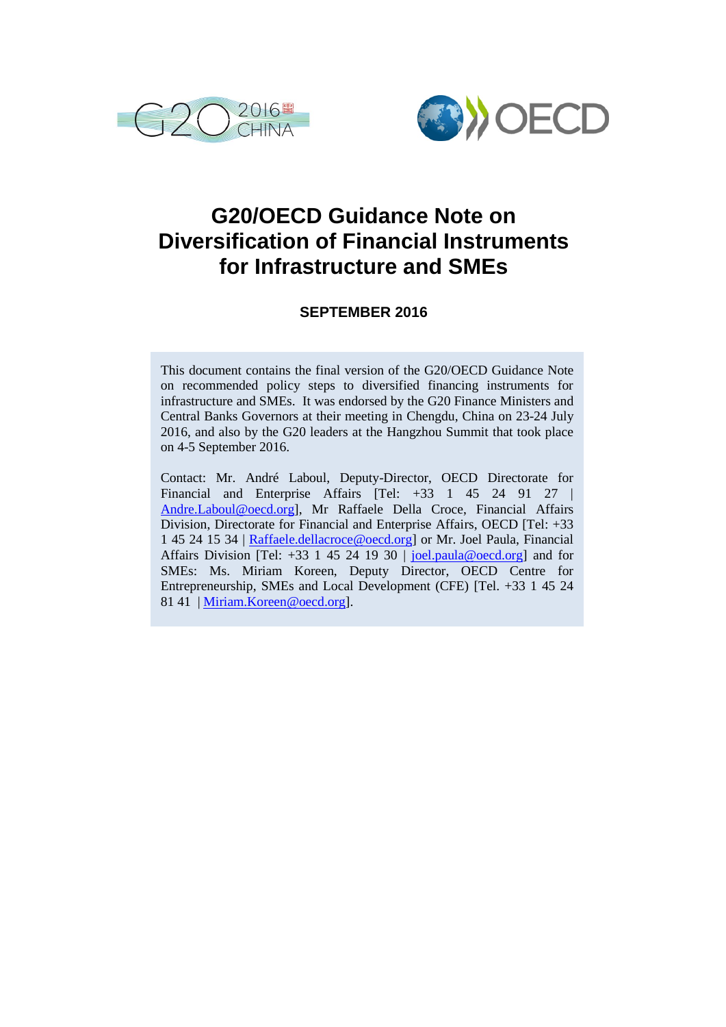# G20/OECD Guidance Note on Diversification of Financial Instruments for Infrastructure and SMEs

**SEPTEMBER 2016**

This document contains the final version of the G20/OECD Guidance Note on recommended policy steps to diversified financing instruments for infrastructure and SMEs. It was endorsed by the G20 Finance Ministers and Central Banks Governors at their meeting in Chengdu, China on 23-24 July 2016, and also by the G20 leaders at the Hangzhou Summit that took place on 4-5 September 2016.

Contact: Mr. André Laboul, Deputy-Director, OECD Directorate for Financial and Enterprise Affairs [Tel: +33 1 45 24 91 27 | Andre.Laboul@oecd.org], Mr Raffaele Della Croce, Financial Affairs Division, Directorate for Financial and Enterprise Affairs, OECD [Tel: +33 1 45 24 15 34 | Raffaele.dellacroce@oecd.org] or Mr. Joel Paula, Financial Affairs Division [Tel: +33 1 45 24 19 30 | joel.paula@oecd.org] and for SMEs: Ms. Miriam Koreen, Deputy Director, OECD Centre for Entrepreneurship, SMEs and Local Development (CFE) [Tel. +33 1 45 24 81 41 | Miriam.Koreen@oecd.org].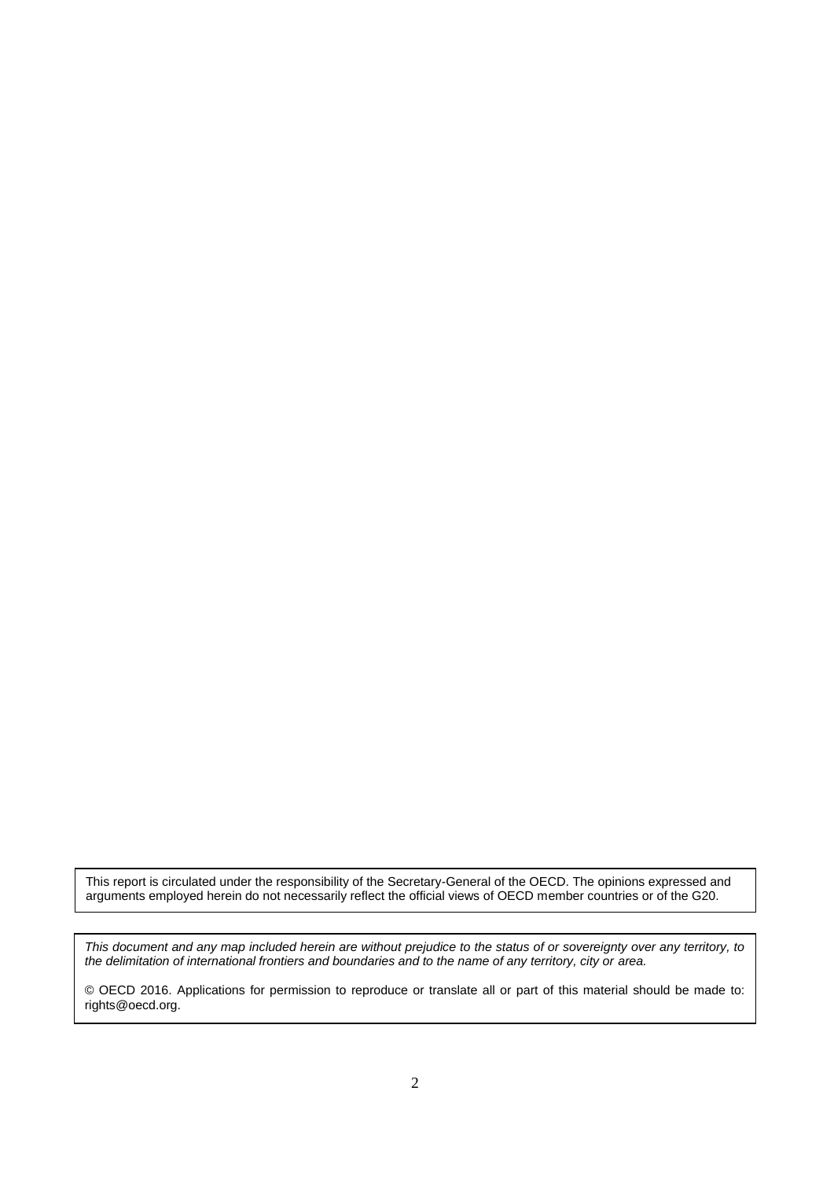This report is circulated under the responsibility of the Secretary-General of the OECD. The opinions expressed and arguments employed herein do not necessarily reflect the official views of OECD member countries or of the G20.

*This document and any map included herein are without prejudice to the status of or sovereignty over any territory, to the delimitation of international frontiers and boundaries and to the name of any territory, city or area.*

© OECD 2016. Applications for permission to reproduce or translate all or part of this material should be made to: rights@oecd.org.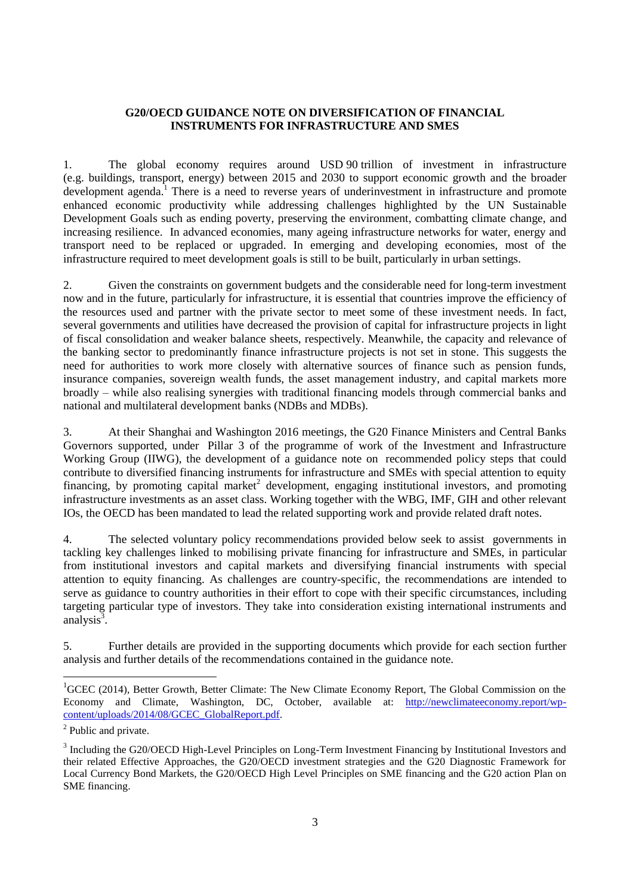**G20/OECD GUIDANCE NOTE ON DIVERSIFICATION OF FINANCIAL INSTRUMENTS FOR INFRASTRUCTURE AND SMES**

1. The global economy requires around USD 90 trillion of investment in infrastructure (e.g. buildings, transport, energy) between 2015 and 2030 to support economic growth and the broader development agenda.[1] There is a need to reverse years of underinvestment in infrastructure and promote enhanced economic productivity while addressing challenges highlighted by the UN Sustainable Development Goals such as ending poverty, preserving the environment, combatting climate change, and increasing resilience. In advanced economies, many ageing infrastructure networks for water, energy and transport need to be replaced or upgraded. In emerging and developing economies, most of the infrastructure required to meet development goals is still to be built, particularly in urban settings.

2. Given the constraints on government budgets and the considerable need for long-term investment now and in the future, particularly for infrastructure, it is essential that countries improve the efficiency of the resources used and partner with the private sector to meet some of these investment needs. In fact, several governments and utilities have decreased the provision of capital for infrastructure projects in light of fiscal consolidation and weaker balance sheets, respectively. Meanwhile, the capacity and relevance of the banking sector to predominantly finance infrastructure projects is not set in stone. This suggests the need for authorities to work more closely with alternative sources of finance such as pension funds, insurance companies, sovereign wealth funds, the asset management industry, and capital markets more broadly – while also realising synergies with traditional financing models through commercial banks and national and multilateral development banks (NDBs and MDBs).

3. At their Shanghai and Washington 2016 meetings, the G20 Finance Ministers and Central Banks Governors supported, under Pillar 3 of the programme of work of the Investment and Infrastructure Working Group (IIWG), the development of a guidance note on recommended policy steps that could contribute to diversified financing instruments for infrastructure and SMEs with special attention to equity financing, by promoting capital market[2] development, engaging institutional investors, and promoting infrastructure investments as an asset class. Working together with the WBG, IMF, GIH and other relevant IOs, the OECD has been mandated to lead the related supporting work and provide related draft notes.

4. The selected voluntary policy recommendations provided below seek to assist governments in tackling key challenges linked to mobilising private financing for infrastructure and SMEs, in particular from institutional investors and capital markets and diversifying financial instruments with special attention to equity financing. As challenges are country-specific, the recommendations are intended to serve as guidance to country authorities in their effort to cope with their specific circumstances, including targeting particular type of investors. They take into consideration existing international instruments and analysis[3].

5. Further details are provided in the supporting documents which provide for each section further analysis and further details of the recommendations contained in the guidance note.

---

[1] GCEC (2014), Better Growth, Better Climate: The New Climate Economy Report, The Global Commission on the Economy and Climate, Washington, DC, October, available at: http://newclimateeconomy.report/wp-content/uploads/2014/08/GCEC_GlobalReport.pdf.

[2] Public and private.

[3] Including the G20/OECD High-Level Principles on Long-Term Investment Financing by Institutional Investors and their related Effective Approaches, the G20/OECD investment strategies and the G20 Diagnostic Framework for Local Currency Bond Markets, the G20/OECD High Level Principles on SME financing and the G20 action Plan on SME financing.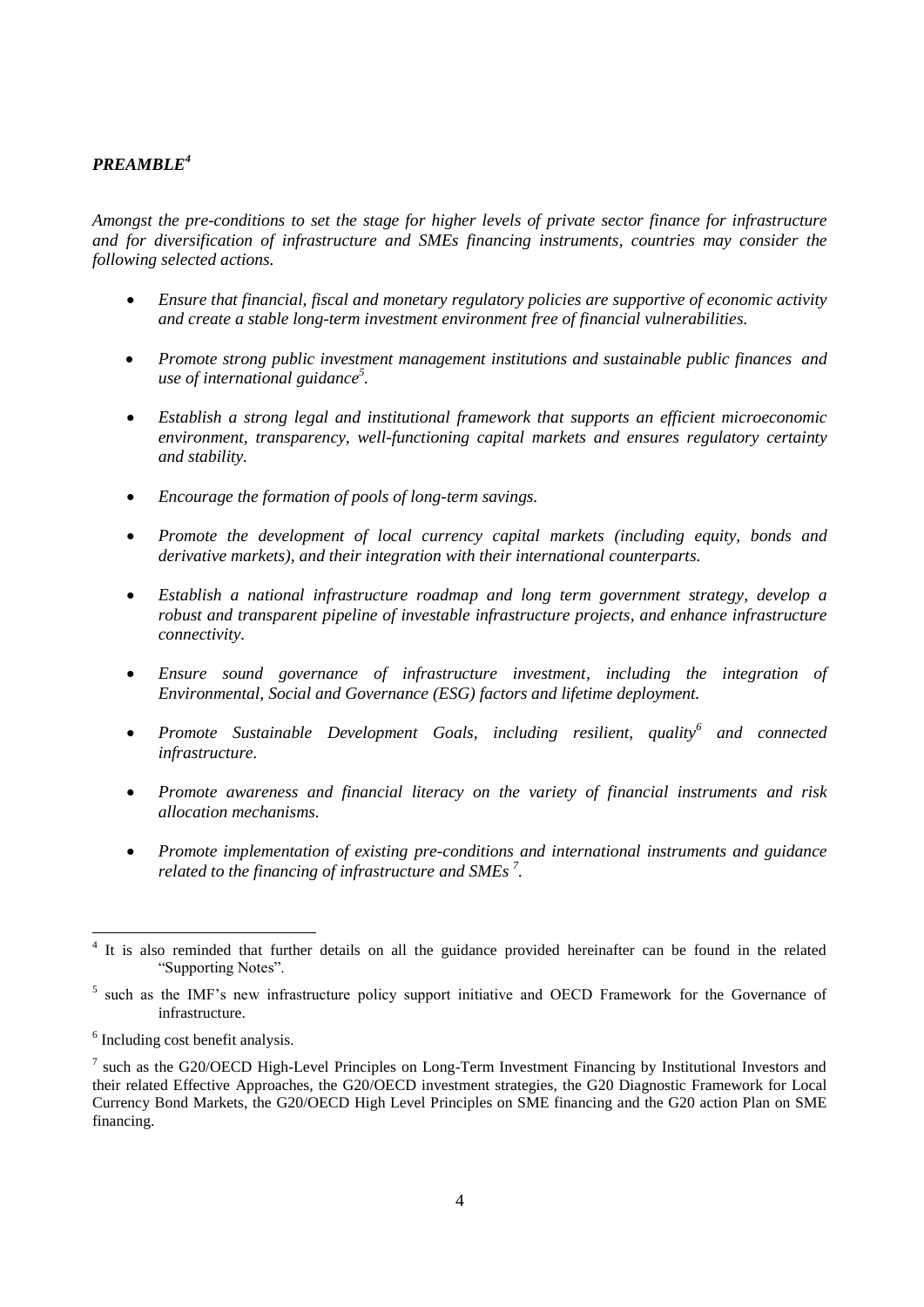***PREAMBLE*[4]**

*Amongst the pre-conditions to set the stage for higher levels of private sector finance for infrastructure and for diversification of infrastructure and SMEs financing instruments, countries may consider the following selected actions.*

- *Ensure that financial, fiscal and monetary regulatory policies are supportive of economic activity and create a stable long-term investment environment free of financial vulnerabilities.*
- *Promote strong public investment management institutions and sustainable public finances and use of international guidance*[5]*.*
- *Establish a strong legal and institutional framework that supports an efficient microeconomic environment, transparency, well-functioning capital markets and ensures regulatory certainty and stability.*
- *Encourage the formation of pools of long-term savings.*
- *Promote the development of local currency capital markets (including equity, bonds and derivative markets), and their integration with their international counterparts.*
- *Establish a national infrastructure roadmap and long term government strategy, develop a robust and transparent pipeline of investable infrastructure projects, and enhance infrastructure connectivity.*
- *Ensure sound governance of infrastructure investment, including the integration of Environmental, Social and Governance (ESG) factors and lifetime deployment.*
- *Promote Sustainable Development Goals, including resilient, quality*[6] *and connected infrastructure.*
- *Promote awareness and financial literacy on the variety of financial instruments and risk allocation mechanisms.*
- *Promote implementation of existing pre-conditions and international instruments and guidance related to the financing of infrastructure and SMEs* [7]*.*

---

[4] It is also reminded that further details on all the guidance provided hereinafter can be found in the related "Supporting Notes".

[5] such as the IMF's new infrastructure policy support initiative and OECD Framework for the Governance of infrastructure.

[6] Including cost benefit analysis.

[7] such as the G20/OECD High-Level Principles on Long-Term Investment Financing by Institutional Investors and their related Effective Approaches, the G20/OECD investment strategies, the G20 Diagnostic Framework for Local Currency Bond Markets, the G20/OECD High Level Principles on SME financing and the G20 action Plan on SME financing.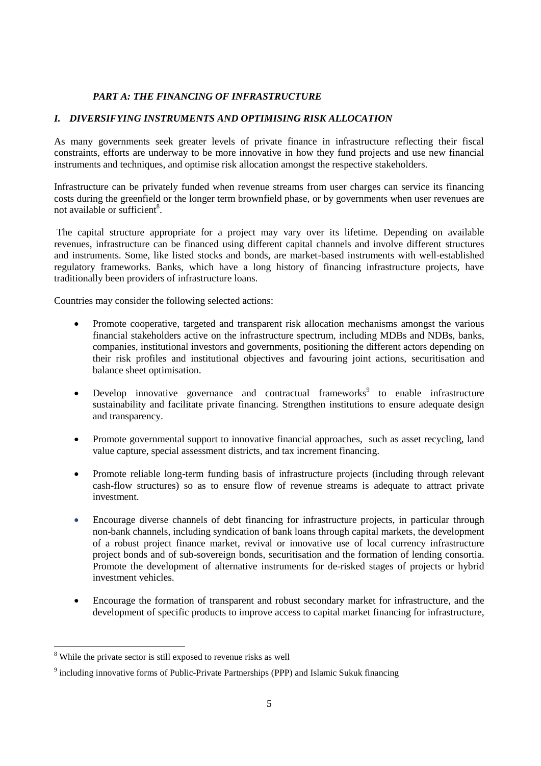## *PART A: THE FINANCING OF INFRASTRUCTURE*

### *I. DIVERSIFYING INSTRUMENTS AND OPTIMISING RISK ALLOCATION*

As many governments seek greater levels of private finance in infrastructure reflecting their fiscal constraints, efforts are underway to be more innovative in how they fund projects and use new financial instruments and techniques, and optimise risk allocation amongst the respective stakeholders.

Infrastructure can be privately funded when revenue streams from user charges can service its financing costs during the greenfield or the longer term brownfield phase, or by governments when user revenues are not available or sufficient[8].

The capital structure appropriate for a project may vary over its lifetime. Depending on available revenues, infrastructure can be financed using different capital channels and involve different structures and instruments. Some, like listed stocks and bonds, are market-based instruments with well-established regulatory frameworks. Banks, which have a long history of financing infrastructure projects, have traditionally been providers of infrastructure loans.

Countries may consider the following selected actions:

- Promote cooperative, targeted and transparent risk allocation mechanisms amongst the various financial stakeholders active on the infrastructure spectrum, including MDBs and NDBs, banks, companies, institutional investors and governments, positioning the different actors depending on their risk profiles and institutional objectives and favouring joint actions, securitisation and balance sheet optimisation.

- Develop innovative governance and contractual frameworks[9] to enable infrastructure sustainability and facilitate private financing. Strengthen institutions to ensure adequate design and transparency.

- Promote governmental support to innovative financial approaches, such as asset recycling, land value capture, special assessment districts, and tax increment financing.

- Promote reliable long-term funding basis of infrastructure projects (including through relevant cash-flow structures) so as to ensure flow of revenue streams is adequate to attract private investment.

- Encourage diverse channels of debt financing for infrastructure projects, in particular through non-bank channels, including syndication of bank loans through capital markets, the development of a robust project finance market, revival or innovative use of local currency infrastructure project bonds and of sub-sovereign bonds, securitisation and the formation of lending consortia. Promote the development of alternative instruments for de-risked stages of projects or hybrid investment vehicles.

- Encourage the formation of transparent and robust secondary market for infrastructure, and the development of specific products to improve access to capital market financing for infrastructure,

---

[8] While the private sector is still exposed to revenue risks as well

[9] including innovative forms of Public-Private Partnerships (PPP) and Islamic Sukuk financing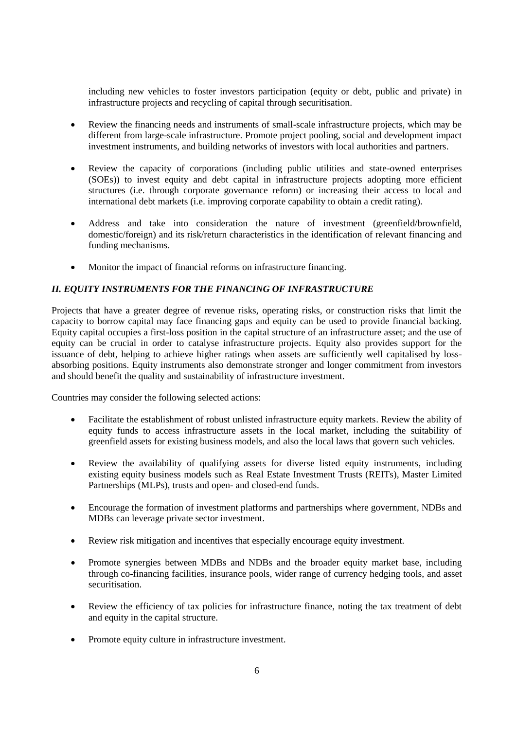including new vehicles to foster investors participation (equity or debt, public and private) in infrastructure projects and recycling of capital through securitisation.

- Review the financing needs and instruments of small-scale infrastructure projects, which may be different from large-scale infrastructure. Promote project pooling, social and development impact investment instruments, and building networks of investors with local authorities and partners.

- Review the capacity of corporations (including public utilities and state-owned enterprises (SOEs)) to invest equity and debt capital in infrastructure projects adopting more efficient structures (i.e. through corporate governance reform) or increasing their access to local and international debt markets (i.e. improving corporate capability to obtain a credit rating).

- Address and take into consideration the nature of investment (greenfield/brownfield, domestic/foreign) and its risk/return characteristics in the identification of relevant financing and funding mechanisms.

- Monitor the impact of financial reforms on infrastructure financing.

## *II. EQUITY INSTRUMENTS FOR THE FINANCING OF INFRASTRUCTURE*

Projects that have a greater degree of revenue risks, operating risks, or construction risks that limit the capacity to borrow capital may face financing gaps and equity can be used to provide financial backing. Equity capital occupies a first-loss position in the capital structure of an infrastructure asset; and the use of equity can be crucial in order to catalyse infrastructure projects. Equity also provides support for the issuance of debt, helping to achieve higher ratings when assets are sufficiently well capitalised by loss-absorbing positions. Equity instruments also demonstrate stronger and longer commitment from investors and should benefit the quality and sustainability of infrastructure investment.

Countries may consider the following selected actions:

- Facilitate the establishment of robust unlisted infrastructure equity markets. Review the ability of equity funds to access infrastructure assets in the local market, including the suitability of greenfield assets for existing business models, and also the local laws that govern such vehicles.

- Review the availability of qualifying assets for diverse listed equity instruments, including existing equity business models such as Real Estate Investment Trusts (REITs), Master Limited Partnerships (MLPs), trusts and open- and closed-end funds.

- Encourage the formation of investment platforms and partnerships where government, NDBs and MDBs can leverage private sector investment.

- Review risk mitigation and incentives that especially encourage equity investment.

- Promote synergies between MDBs and NDBs and the broader equity market base, including through co-financing facilities, insurance pools, wider range of currency hedging tools, and asset securitisation.

- Review the efficiency of tax policies for infrastructure finance, noting the tax treatment of debt and equity in the capital structure.

- Promote equity culture in infrastructure investment.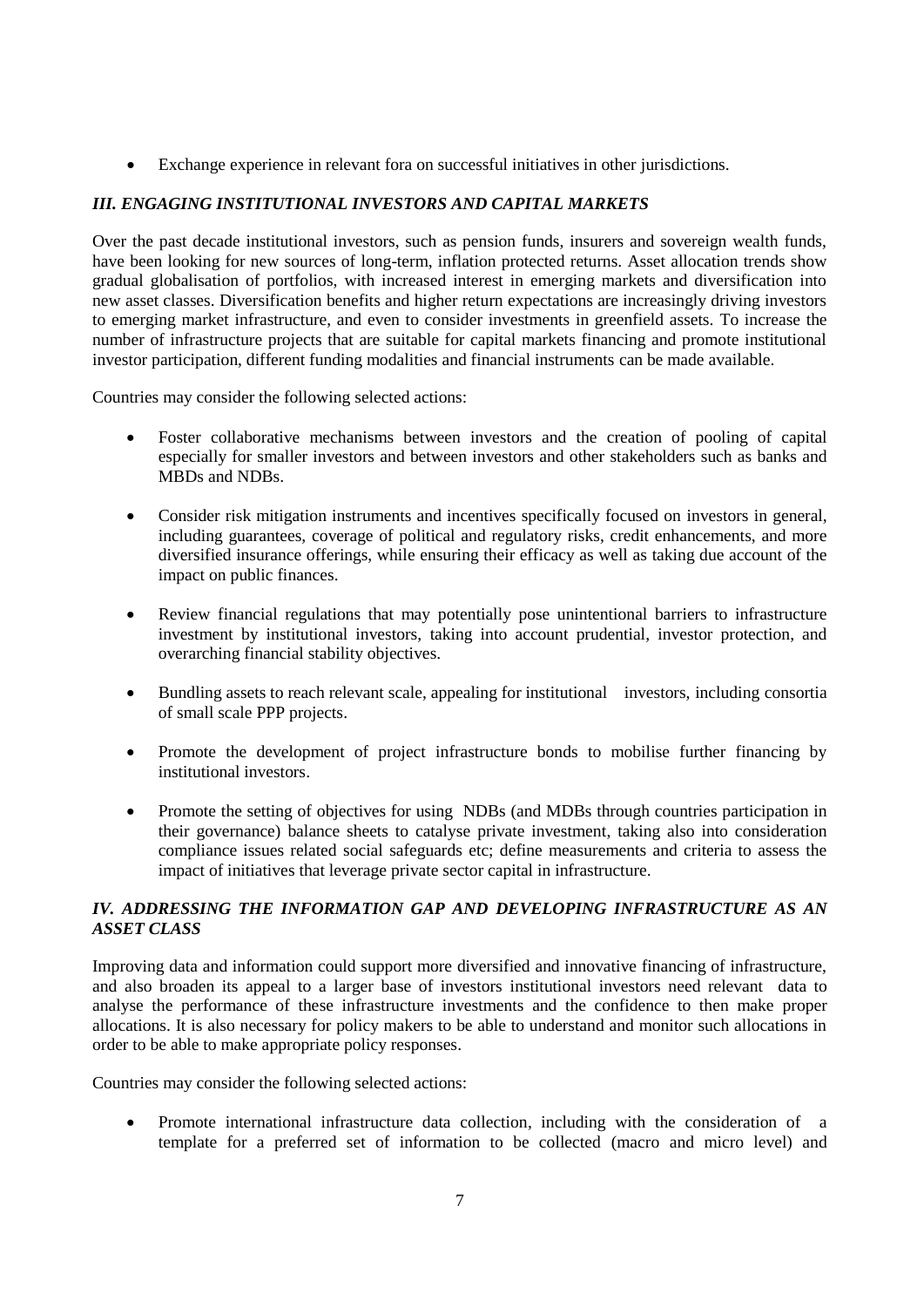- Exchange experience in relevant fora on successful initiatives in other jurisdictions.

### *III. ENGAGING INSTITUTIONAL INVESTORS AND CAPITAL MARKETS*

Over the past decade institutional investors, such as pension funds, insurers and sovereign wealth funds, have been looking for new sources of long-term, inflation protected returns. Asset allocation trends show gradual globalisation of portfolios, with increased interest in emerging markets and diversification into new asset classes. Diversification benefits and higher return expectations are increasingly driving investors to emerging market infrastructure, and even to consider investments in greenfield assets. To increase the number of infrastructure projects that are suitable for capital markets financing and promote institutional investor participation, different funding modalities and financial instruments can be made available.

Countries may consider the following selected actions:

- Foster collaborative mechanisms between investors and the creation of pooling of capital especially for smaller investors and between investors and other stakeholders such as banks and MBDs and NDBs.
- Consider risk mitigation instruments and incentives specifically focused on investors in general, including guarantees, coverage of political and regulatory risks, credit enhancements, and more diversified insurance offerings, while ensuring their efficacy as well as taking due account of the impact on public finances.
- Review financial regulations that may potentially pose unintentional barriers to infrastructure investment by institutional investors, taking into account prudential, investor protection, and overarching financial stability objectives.
- Bundling assets to reach relevant scale, appealing for institutional investors, including consortia of small scale PPP projects.
- Promote the development of project infrastructure bonds to mobilise further financing by institutional investors.
- Promote the setting of objectives for using NDBs (and MDBs through countries participation in their governance) balance sheets to catalyse private investment, taking also into consideration compliance issues related social safeguards etc; define measurements and criteria to assess the impact of initiatives that leverage private sector capital in infrastructure.

### *IV. ADDRESSING THE INFORMATION GAP AND DEVELOPING INFRASTRUCTURE AS AN ASSET CLASS*

Improving data and information could support more diversified and innovative financing of infrastructure, and also broaden its appeal to a larger base of investors institutional investors need relevant data to analyse the performance of these infrastructure investments and the confidence to then make proper allocations. It is also necessary for policy makers to be able to understand and monitor such allocations in order to be able to make appropriate policy responses.

Countries may consider the following selected actions:

- Promote international infrastructure data collection, including with the consideration of a template for a preferred set of information to be collected (macro and micro level) and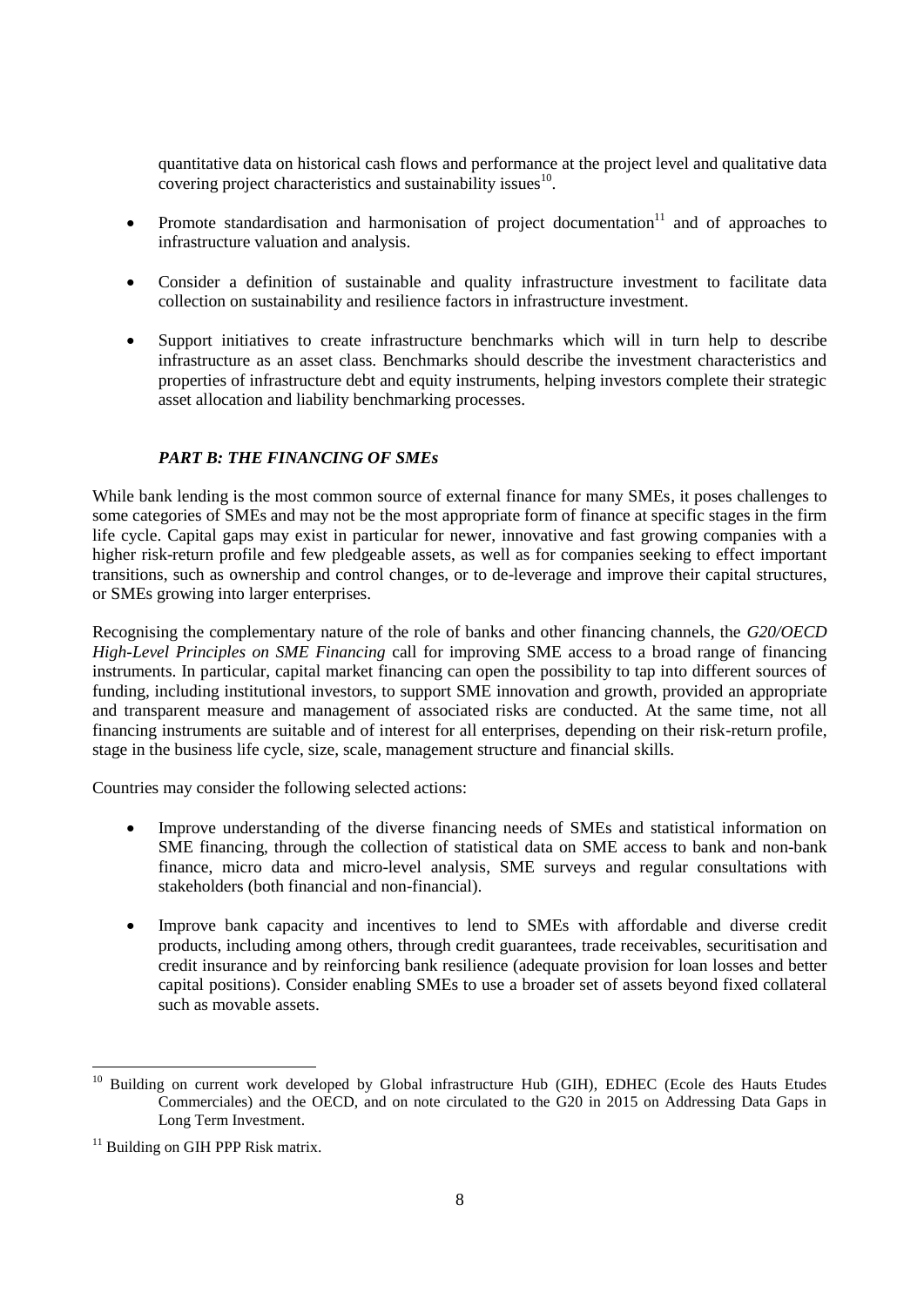quantitative data on historical cash flows and performance at the project level and qualitative data covering project characteristics and sustainability issues[10].

- Promote standardisation and harmonisation of project documentation[11] and of approaches to infrastructure valuation and analysis.
- Consider a definition of sustainable and quality infrastructure investment to facilitate data collection on sustainability and resilience factors in infrastructure investment.
- Support initiatives to create infrastructure benchmarks which will in turn help to describe infrastructure as an asset class. Benchmarks should describe the investment characteristics and properties of infrastructure debt and equity instruments, helping investors complete their strategic asset allocation and liability benchmarking processes.

### *PART B: THE FINANCING OF SMEs*

While bank lending is the most common source of external finance for many SMEs, it poses challenges to some categories of SMEs and may not be the most appropriate form of finance at specific stages in the firm life cycle. Capital gaps may exist in particular for newer, innovative and fast growing companies with a higher risk-return profile and few pledgeable assets, as well as for companies seeking to effect important transitions, such as ownership and control changes, or to de-leverage and improve their capital structures, or SMEs growing into larger enterprises.

Recognising the complementary nature of the role of banks and other financing channels, the *G20/OECD High-Level Principles on SME Financing* call for improving SME access to a broad range of financing instruments. In particular, capital market financing can open the possibility to tap into different sources of funding, including institutional investors, to support SME innovation and growth, provided an appropriate and transparent measure and management of associated risks are conducted. At the same time, not all financing instruments are suitable and of interest for all enterprises, depending on their risk-return profile, stage in the business life cycle, size, scale, management structure and financial skills.

Countries may consider the following selected actions:

- Improve understanding of the diverse financing needs of SMEs and statistical information on SME financing, through the collection of statistical data on SME access to bank and non-bank finance, micro data and micro-level analysis, SME surveys and regular consultations with stakeholders (both financial and non-financial).
- Improve bank capacity and incentives to lend to SMEs with affordable and diverse credit products, including among others, through credit guarantees, trade receivables, securitisation and credit insurance and by reinforcing bank resilience (adequate provision for loan losses and better capital positions). Consider enabling SMEs to use a broader set of assets beyond fixed collateral such as movable assets.

---

[10] Building on current work developed by Global infrastructure Hub (GIH), EDHEC (Ecole des Hauts Etudes Commerciales) and the OECD, and on note circulated to the G20 in 2015 on Addressing Data Gaps in Long Term Investment.

[11] Building on GIH PPP Risk matrix.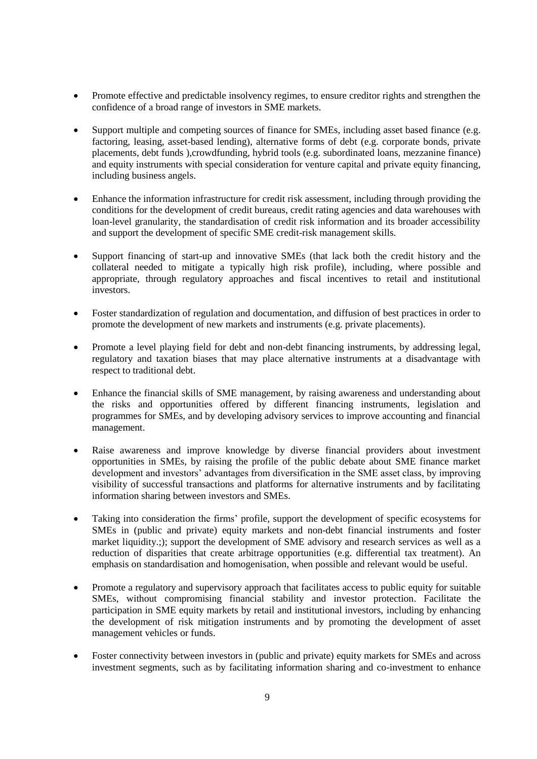- Promote effective and predictable insolvency regimes, to ensure creditor rights and strengthen the confidence of a broad range of investors in SME markets.

- Support multiple and competing sources of finance for SMEs, including asset based finance (e.g. factoring, leasing, asset-based lending), alternative forms of debt (e.g. corporate bonds, private placements, debt funds ),crowdfunding, hybrid tools (e.g. subordinated loans, mezzanine finance) and equity instruments with special consideration for venture capital and private equity financing, including business angels.

- Enhance the information infrastructure for credit risk assessment, including through providing the conditions for the development of credit bureaus, credit rating agencies and data warehouses with loan-level granularity, the standardisation of credit risk information and its broader accessibility and support the development of specific SME credit-risk management skills.

- Support financing of start-up and innovative SMEs (that lack both the credit history and the collateral needed to mitigate a typically high risk profile), including, where possible and appropriate, through regulatory approaches and fiscal incentives to retail and institutional investors.

- Foster standardization of regulation and documentation, and diffusion of best practices in order to promote the development of new markets and instruments (e.g. private placements).

- Promote a level playing field for debt and non-debt financing instruments, by addressing legal, regulatory and taxation biases that may place alternative instruments at a disadvantage with respect to traditional debt.

- Enhance the financial skills of SME management, by raising awareness and understanding about the risks and opportunities offered by different financing instruments, legislation and programmes for SMEs, and by developing advisory services to improve accounting and financial management.

- Raise awareness and improve knowledge by diverse financial providers about investment opportunities in SMEs, by raising the profile of the public debate about SME finance market development and investors' advantages from diversification in the SME asset class, by improving visibility of successful transactions and platforms for alternative instruments and by facilitating information sharing between investors and SMEs.

- Taking into consideration the firms' profile, support the development of specific ecosystems for SMEs in (public and private) equity markets and non-debt financial instruments and foster market liquidity.;); support the development of SME advisory and research services as well as a reduction of disparities that create arbitrage opportunities (e.g. differential tax treatment). An emphasis on standardisation and homogenisation, when possible and relevant would be useful.

- Promote a regulatory and supervisory approach that facilitates access to public equity for suitable SMEs, without compromising financial stability and investor protection. Facilitate the participation in SME equity markets by retail and institutional investors, including by enhancing the development of risk mitigation instruments and by promoting the development of asset management vehicles or funds.

- Foster connectivity between investors in (public and private) equity markets for SMEs and across investment segments, such as by facilitating information sharing and co-investment to enhance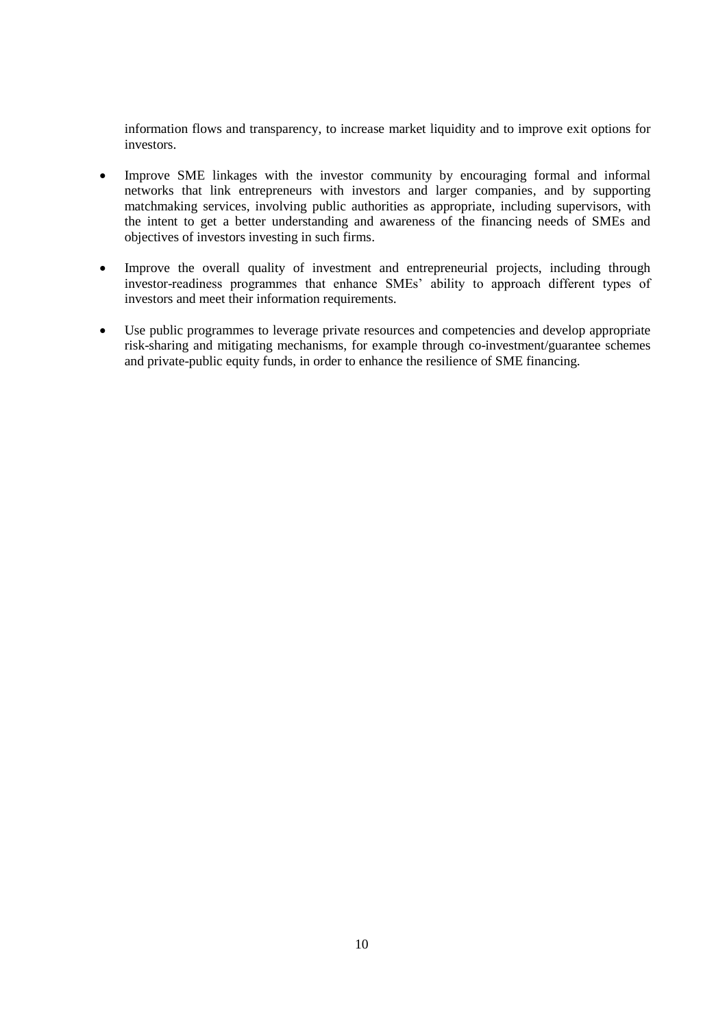information flows and transparency, to increase market liquidity and to improve exit options for investors.

- Improve SME linkages with the investor community by encouraging formal and informal networks that link entrepreneurs with investors and larger companies, and by supporting matchmaking services, involving public authorities as appropriate, including supervisors, with the intent to get a better understanding and awareness of the financing needs of SMEs and objectives of investors investing in such firms.

- Improve the overall quality of investment and entrepreneurial projects, including through investor-readiness programmes that enhance SMEs' ability to approach different types of investors and meet their information requirements.

- Use public programmes to leverage private resources and competencies and develop appropriate risk-sharing and mitigating mechanisms, for example through co-investment/guarantee schemes and private-public equity funds, in order to enhance the resilience of SME financing.